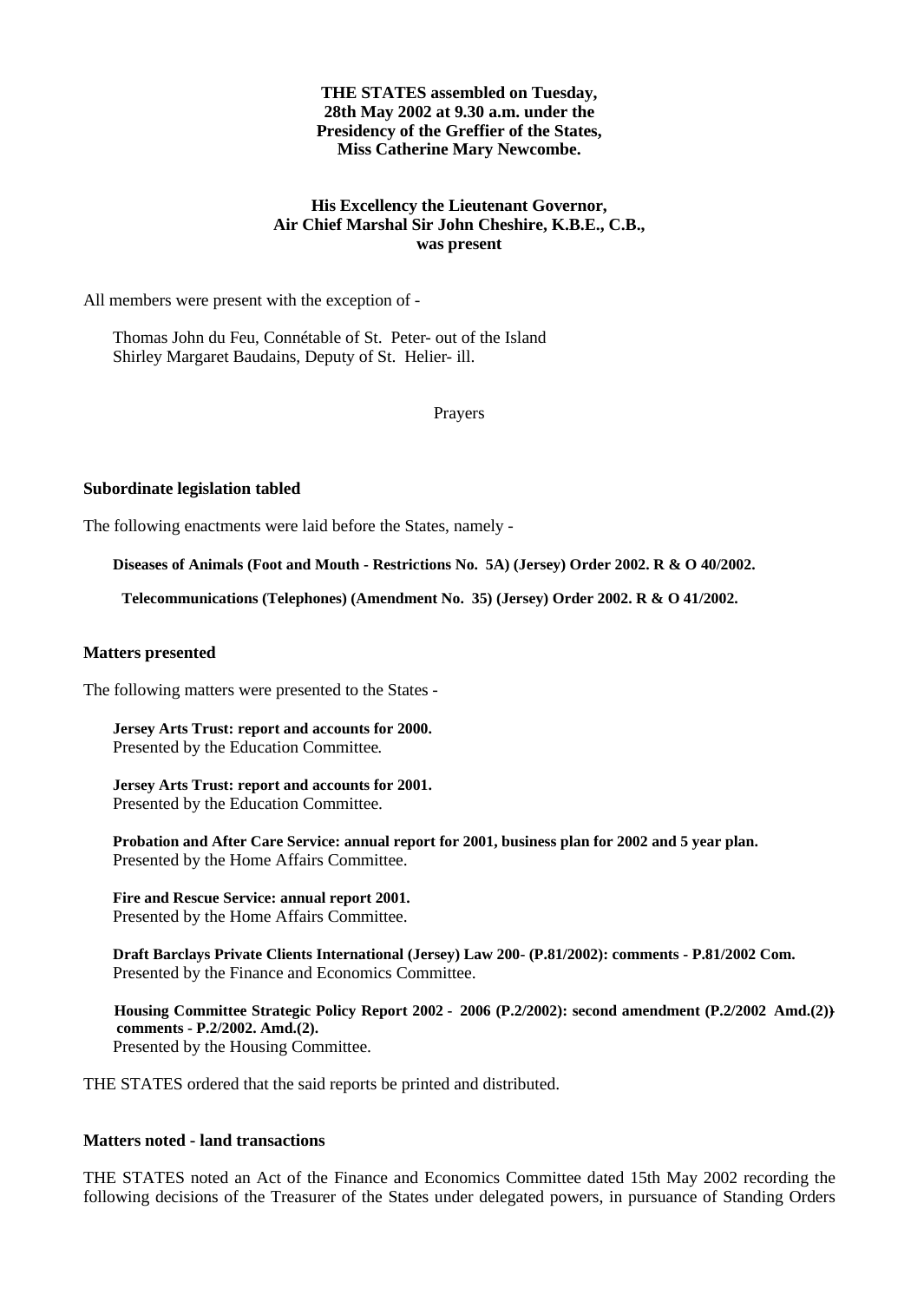**THE STATES assembled on Tuesday, 28th May 2002 at 9.30 a.m. under the Presidency of the Greffier of the States, Miss Catherine Mary Newcombe.**

**His Excellency the Lieutenant Governor, Air Chief Marshal Sir John Cheshire, K.B.E., C.B., was present**

All members were present with the exception of -

Thomas John du Feu, Connétable of St. Peter- out of the Island
Shirley Margaret Baudains, Deputy of St. Helier- ill.

Prayers

### Subordinate legislation tabled

The following enactments were laid before the States, namely -

**Diseases of Animals (Foot and Mouth - Restrictions No. 5A) (Jersey) Order 2002. R & O 40/2002.**

**Telecommunications (Telephones) (Amendment No. 35) (Jersey) Order 2002. R & O 41/2002.**

### Matters presented

The following matters were presented to the States -

**Jersey Arts Trust: report and accounts for 2000.**
Presented by the Education Committee.

**Jersey Arts Trust: report and accounts for 2001.**
Presented by the Education Committee.

**Probation and After Care Service: annual report for 2001, business plan for 2002 and 5 year plan.**
Presented by the Home Affairs Committee.

**Fire and Rescue Service: annual report 2001.**
Presented by the Home Affairs Committee.

**Draft Barclays Private Clients International (Jersey) Law 200- (P.81/2002): comments - P.81/2002 Com.**
Presented by the Finance and Economics Committee.

**Housing Committee Strategic Policy Report 2002 - 2006 (P.2/2002): second amendment (P.2/2002 Amd.(2)) - comments - P.2/2002. Amd.(2).**
Presented by the Housing Committee.

THE STATES ordered that the said reports be printed and distributed.

### Matters noted - land transactions

THE STATES noted an Act of the Finance and Economics Committee dated 15th May 2002 recording the following decisions of the Treasurer of the States under delegated powers, in pursuance of Standing Orders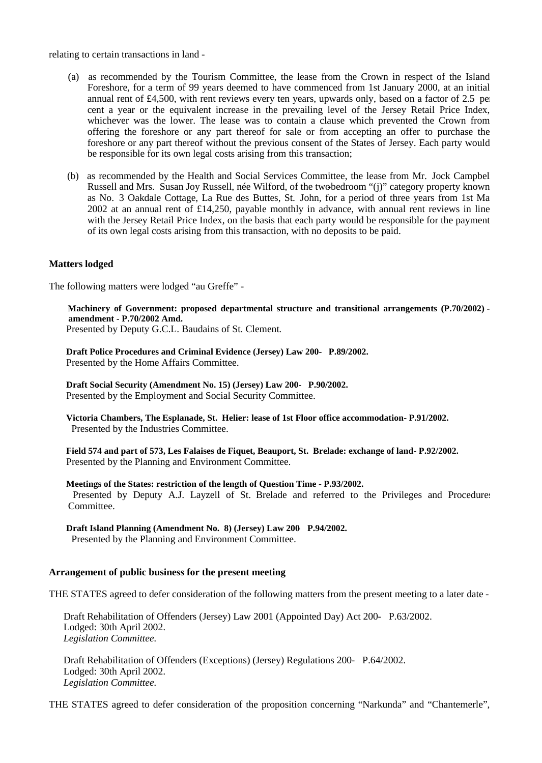relating to certain transactions in land -

(a) as recommended by the Tourism Committee, the lease from the Crown in respect of the Island Foreshore, for a term of 99 years deemed to have commenced from 1st January 2000, at an initial annual rent of £4,500, with rent reviews every ten years, upwards only, based on a factor of 2.5 per cent a year or the equivalent increase in the prevailing level of the Jersey Retail Price Index, whichever was the lower. The lease was to contain a clause which prevented the Crown from offering the foreshore or any part thereof for sale or from accepting an offer to purchase the foreshore or any part thereof without the previous consent of the States of Jersey. Each party would be responsible for its own legal costs arising from this transaction;

(b) as recommended by the Health and Social Services Committee, the lease from Mr. Jock Campbell Russell and Mrs. Susan Joy Russell, née Wilford, of the two-bedroom "(j)" category property known as No. 3 Oakdale Cottage, La Rue des Buttes, St. John, for a period of three years from 1st May 2002 at an annual rent of £14,250, payable monthly in advance, with annual rent reviews in line with the Jersey Retail Price Index, on the basis that each party would be responsible for the payment of its own legal costs arising from this transaction, with no deposits to be paid.

**Matters lodged**

The following matters were lodged "au Greffe" -

**Machinery of Government: proposed departmental structure and transitional arrangements (P.70/2002) - amendment - P.70/2002 Amd.**
Presented by Deputy G.C.L. Baudains of St. Clement.

**Draft Police Procedures and Criminal Evidence (Jersey) Law 200- P.89/2002.**
Presented by the Home Affairs Committee.

**Draft Social Security (Amendment No. 15) (Jersey) Law 200- P.90/2002.**
Presented by the Employment and Social Security Committee.

**Victoria Chambers, The Esplanade, St. Helier: lease of 1st Floor office accommodation- P.91/2002.**
Presented by the Industries Committee.

**Field 574 and part of 573, Les Falaises de Fiquet, Beauport, St. Brelade: exchange of land- P.92/2002.**
Presented by the Planning and Environment Committee.

**Meetings of the States: restriction of the length of Question Time - P.93/2002.**
Presented by Deputy A.J. Layzell of St. Brelade and referred to the Privileges and Procedures Committee.

**Draft Island Planning (Amendment No. 8) (Jersey) Law 200- P.94/2002.**
Presented by the Planning and Environment Committee.

**Arrangement of public business for the present meeting**

THE STATES agreed to defer consideration of the following matters from the present meeting to a later date -

Draft Rehabilitation of Offenders (Jersey) Law 2001 (Appointed Day) Act 200- P.63/2002.
Lodged: 30th April 2002.
*Legislation Committee.*

Draft Rehabilitation of Offenders (Exceptions) (Jersey) Regulations 200- P.64/2002.
Lodged: 30th April 2002.
*Legislation Committee.*

THE STATES agreed to defer consideration of the proposition concerning "Narkunda" and "Chantemerle",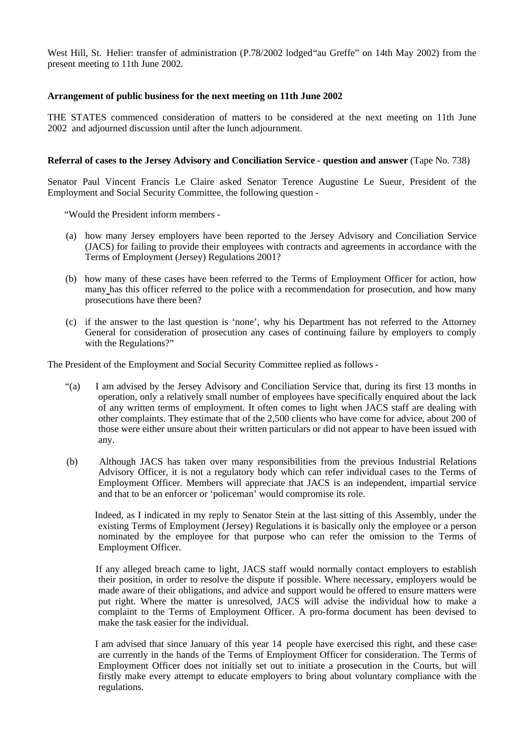West Hill, St. Helier: transfer of administration (P.78/2002 lodged "au Greffe" on 14th May 2002) from the present meeting to 11th June 2002.

**Arrangement of public business for the next meeting on 11th June 2002**

THE STATES commenced consideration of matters to be considered at the next meeting on 11th June 2002 and adjourned discussion until after the lunch adjournment.

**Referral of cases to the Jersey Advisory and Conciliation Service - question and answer** (Tape No. 738)

Senator Paul Vincent Francis Le Claire asked Senator Terence Augustine Le Sueur, President of the Employment and Social Security Committee, the following question -

"Would the President inform members -

(a) how many Jersey employers have been reported to the Jersey Advisory and Conciliation Service (JACS) for failing to provide their employees with contracts and agreements in accordance with the Terms of Employment (Jersey) Regulations 2001?

(b) how many of these cases have been referred to the Terms of Employment Officer for action, how many has this officer referred to the police with a recommendation for prosecution, and how many prosecutions have there been?

(c) if the answer to the last question is 'none', why his Department has not referred to the Attorney General for consideration of prosecution any cases of continuing failure by employers to comply with the Regulations?"

The President of the Employment and Social Security Committee replied as follows -

"(a) I am advised by the Jersey Advisory and Conciliation Service that, during its first 13 months in operation, only a relatively small number of employees have specifically enquired about the lack of any written terms of employment. It often comes to light when JACS staff are dealing with other complaints. They estimate that of the 2,500 clients who have come for advice, about 200 of those were either unsure about their written particulars or did not appear to have been issued with any.

(b) Although JACS has taken over many responsibilities from the previous Industrial Relations Advisory Officer, it is not a regulatory body which can refer individual cases to the Terms of Employment Officer. Members will appreciate that JACS is an independent, impartial service and that to be an enforcer or 'policeman' would compromise its role.

Indeed, as I indicated in my reply to Senator Stein at the last sitting of this Assembly, under the existing Terms of Employment (Jersey) Regulations it is basically only the employee or a person nominated by the employee for that purpose who can refer the omission to the Terms of Employment Officer.

If any alleged breach came to light, JACS staff would normally contact employers to establish their position, in order to resolve the dispute if possible. Where necessary, employers would be made aware of their obligations, and advice and support would be offered to ensure matters were put right. Where the matter is unresolved, JACS will advise the individual how to make a complaint to the Terms of Employment Officer. A pro-forma document has been devised to make the task easier for the individual.

I am advised that since January of this year 14 people have exercised this right, and these cases are currently in the hands of the Terms of Employment Officer for consideration. The Terms of Employment Officer does not initially set out to initiate a prosecution in the Courts, but will firstly make every attempt to educate employers to bring about voluntary compliance with the regulations.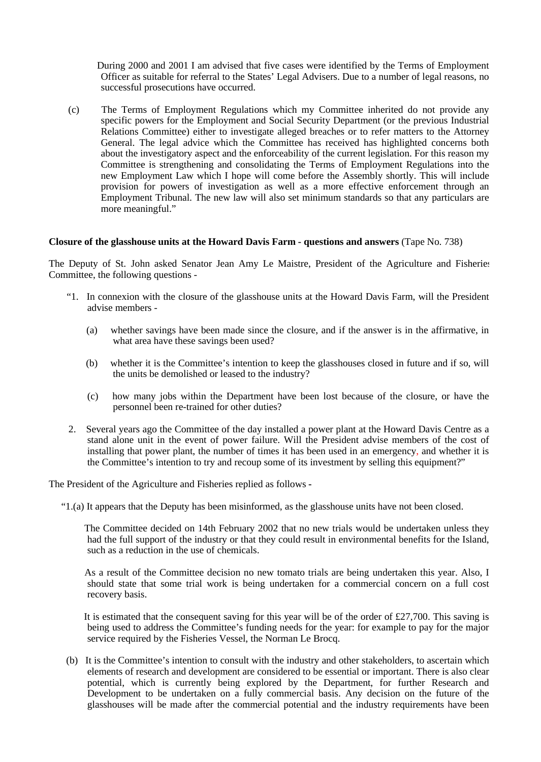During 2000 and 2001 I am advised that five cases were identified by the Terms of Employment Officer as suitable for referral to the States' Legal Advisers. Due to a number of legal reasons, no successful prosecutions have occurred.

(c) The Terms of Employment Regulations which my Committee inherited do not provide any specific powers for the Employment and Social Security Department (or the previous Industrial Relations Committee) either to investigate alleged breaches or to refer matters to the Attorney General. The legal advice which the Committee has received has highlighted concerns both about the investigatory aspect and the enforceability of the current legislation. For this reason my Committee is strengthening and consolidating the Terms of Employment Regulations into the new Employment Law which I hope will come before the Assembly shortly. This will include provision for powers of investigation as well as a more effective enforcement through an Employment Tribunal. The new law will also set minimum standards so that any particulars are more meaningful."

**Closure of the glasshouse units at the Howard Davis Farm - questions and answers** (Tape No. 738)

The Deputy of St. John asked Senator Jean Amy Le Maistre, President of the Agriculture and Fisheries Committee, the following questions -

"1. In connexion with the closure of the glasshouse units at the Howard Davis Farm, will the President advise members -

(a) whether savings have been made since the closure, and if the answer is in the affirmative, in what area have these savings been used?

(b) whether it is the Committee's intention to keep the glasshouses closed in future and if so, will the units be demolished or leased to the industry?

(c) how many jobs within the Department have been lost because of the closure, or have the personnel been re-trained for other duties?

2. Several years ago the Committee of the day installed a power plant at the Howard Davis Centre as a stand alone unit in the event of power failure. Will the President advise members of the cost of installing that power plant, the number of times it has been used in an emergency, and whether it is the Committee's intention to try and recoup some of its investment by selling this equipment?"

The President of the Agriculture and Fisheries replied as follows -

"1.(a) It appears that the Deputy has been misinformed, as the glasshouse units have not been closed.

The Committee decided on 14th February 2002 that no new trials would be undertaken unless they had the full support of the industry or that they could result in environmental benefits for the Island, such as a reduction in the use of chemicals.

As a result of the Committee decision no new tomato trials are being undertaken this year. Also, I should state that some trial work is being undertaken for a commercial concern on a full cost recovery basis.

It is estimated that the consequent saving for this year will be of the order of £27,700. This saving is being used to address the Committee's funding needs for the year: for example to pay for the major service required by the Fisheries Vessel, the Norman Le Brocq.

(b) It is the Committee's intention to consult with the industry and other stakeholders, to ascertain which elements of research and development are considered to be essential or important. There is also clear potential, which is currently being explored by the Department, for further Research and Development to be undertaken on a fully commercial basis. Any decision on the future of the glasshouses will be made after the commercial potential and the industry requirements have been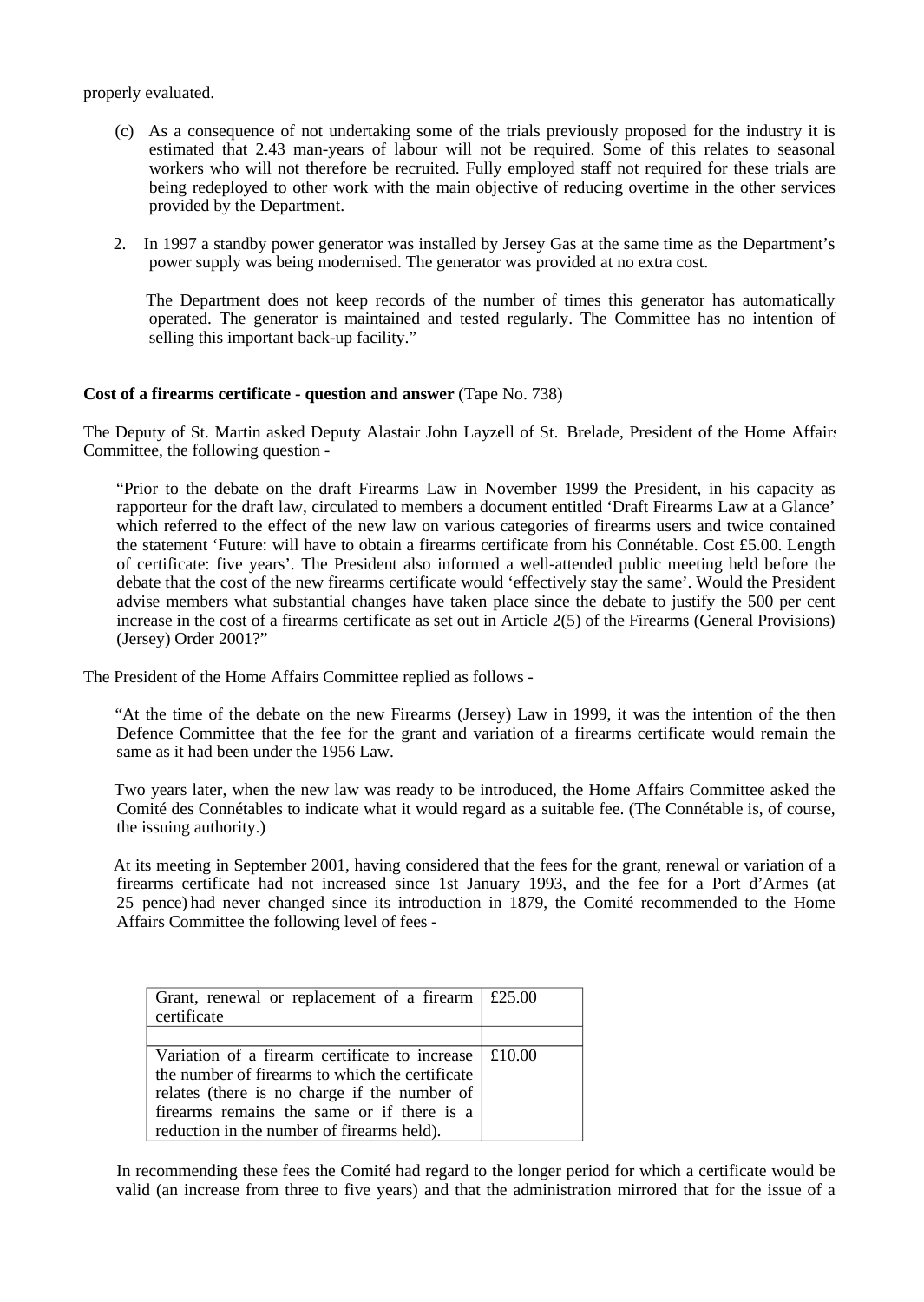properly evaluated.

(c) As a consequence of not undertaking some of the trials previously proposed for the industry it is estimated that 2.43 man-years of labour will not be required. Some of this relates to seasonal workers who will not therefore be recruited. Fully employed staff not required for these trials are being redeployed to other work with the main objective of reducing overtime in the other services provided by the Department.

2. In 1997 a standby power generator was installed by Jersey Gas at the same time as the Department's power supply was being modernised. The generator was provided at no extra cost.

The Department does not keep records of the number of times this generator has automatically operated. The generator is maintained and tested regularly. The Committee has no intention of selling this important back-up facility."

**Cost of a firearms certificate - question and answer** (Tape No. 738)

The Deputy of St. Martin asked Deputy Alastair John Layzell of St. Brelade, President of the Home Affairs Committee, the following question -

"Prior to the debate on the draft Firearms Law in November 1999 the President, in his capacity as rapporteur for the draft law, circulated to members a document entitled 'Draft Firearms Law at a Glance' which referred to the effect of the new law on various categories of firearms users and twice contained the statement 'Future: will have to obtain a firearms certificate from his Connétable. Cost £5.00. Length of certificate: five years'. The President also informed a well-attended public meeting held before the debate that the cost of the new firearms certificate would 'effectively stay the same'. Would the President advise members what substantial changes have taken place since the debate to justify the 500 per cent increase in the cost of a firearms certificate as set out in Article 2(5) of the Firearms (General Provisions) (Jersey) Order 2001?"

The President of the Home Affairs Committee replied as follows -

"At the time of the debate on the new Firearms (Jersey) Law in 1999, it was the intention of the then Defence Committee that the fee for the grant and variation of a firearms certificate would remain the same as it had been under the 1956 Law.

Two years later, when the new law was ready to be introduced, the Home Affairs Committee asked the Comité des Connétables to indicate what it would regard as a suitable fee. (The Connétable is, of course, the issuing authority.)

At its meeting in September 2001, having considered that the fees for the grant, renewal or variation of a firearms certificate had not increased since 1st January 1993, and the fee for a Port d'Armes (at 25 pence) had never changed since its introduction in 1879, the Comité recommended to the Home Affairs Committee the following level of fees -

| Grant, renewal or replacement of a firearm certificate | £25.00 |
|---|---|
| | |
| Variation of a firearm certificate to increase the number of firearms to which the certificate relates (there is no charge if the number of firearms remains the same or if there is a reduction in the number of firearms held). | £10.00 |

In recommending these fees the Comité had regard to the longer period for which a certificate would be valid (an increase from three to five years) and that the administration mirrored that for the issue of a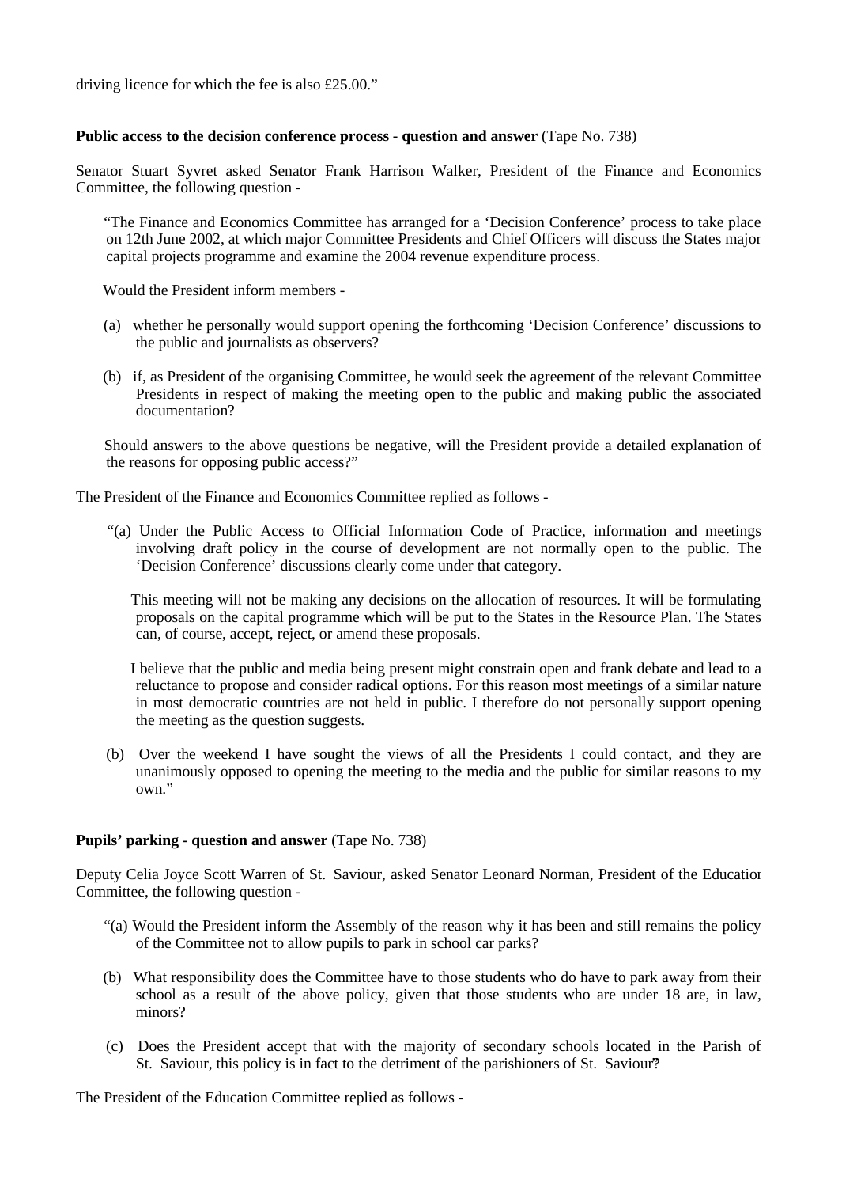driving licence for which the fee is also £25.00."

**Public access to the decision conference process - question and answer** (Tape No. 738)

Senator Stuart Syvret asked Senator Frank Harrison Walker, President of the Finance and Economics Committee, the following question -

"The Finance and Economics Committee has arranged for a 'Decision Conference' process to take place on 12th June 2002, at which major Committee Presidents and Chief Officers will discuss the States major capital projects programme and examine the 2004 revenue expenditure process.

Would the President inform members -

(a) whether he personally would support opening the forthcoming 'Decision Conference' discussions to the public and journalists as observers?

(b) if, as President of the organising Committee, he would seek the agreement of the relevant Committee Presidents in respect of making the meeting open to the public and making public the associated documentation?

Should answers to the above questions be negative, will the President provide a detailed explanation of the reasons for opposing public access?"

The President of the Finance and Economics Committee replied as follows -

"(a) Under the Public Access to Official Information Code of Practice, information and meetings involving draft policy in the course of development are not normally open to the public. The 'Decision Conference' discussions clearly come under that category.

This meeting will not be making any decisions on the allocation of resources. It will be formulating proposals on the capital programme which will be put to the States in the Resource Plan. The States can, of course, accept, reject, or amend these proposals.

I believe that the public and media being present might constrain open and frank debate and lead to a reluctance to propose and consider radical options. For this reason most meetings of a similar nature in most democratic countries are not held in public. I therefore do not personally support opening the meeting as the question suggests.

(b) Over the weekend I have sought the views of all the Presidents I could contact, and they are unanimously opposed to opening the meeting to the media and the public for similar reasons to my own."

**Pupils' parking - question and answer** (Tape No. 738)

Deputy Celia Joyce Scott Warren of St. Saviour, asked Senator Leonard Norman, President of the Education Committee, the following question -

"(a) Would the President inform the Assembly of the reason why it has been and still remains the policy of the Committee not to allow pupils to park in school car parks?

(b) What responsibility does the Committee have to those students who do have to park away from their school as a result of the above policy, given that those students who are under 18 are, in law, minors?

(c) Does the President accept that with the majority of secondary schools located in the Parish of St. Saviour, this policy is in fact to the detriment of the parishioners of St. Saviour?

The President of the Education Committee replied as follows -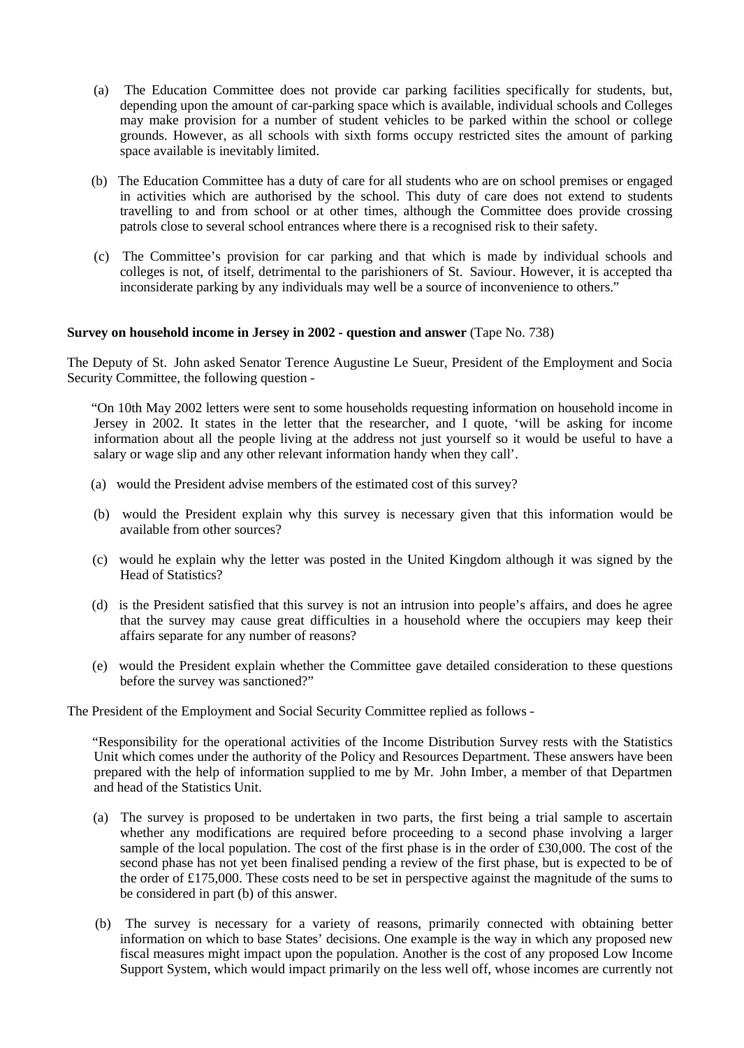(a) The Education Committee does not provide car parking facilities specifically for students, but, depending upon the amount of car-parking space which is available, individual schools and Colleges may make provision for a number of student vehicles to be parked within the school or college grounds. However, as all schools with sixth forms occupy restricted sites the amount of parking space available is inevitably limited.

(b) The Education Committee has a duty of care for all students who are on school premises or engaged in activities which are authorised by the school. This duty of care does not extend to students travelling to and from school or at other times, although the Committee does provide crossing patrols close to several school entrances where there is a recognised risk to their safety.

(c) The Committee's provision for car parking and that which is made by individual schools and colleges is not, of itself, detrimental to the parishioners of St. Saviour. However, it is accepted tha inconsiderate parking by any individuals may well be a source of inconvenience to others."

**Survey on household income in Jersey in 2002 - question and answer** (Tape No. 738)

The Deputy of St. John asked Senator Terence Augustine Le Sueur, President of the Employment and Socia Security Committee, the following question -

"On 10th May 2002 letters were sent to some households requesting information on household income in Jersey in 2002. It states in the letter that the researcher, and I quote, 'will be asking for income information about all the people living at the address not just yourself so it would be useful to have a salary or wage slip and any other relevant information handy when they call'.

(a) would the President advise members of the estimated cost of this survey?

(b) would the President explain why this survey is necessary given that this information would be available from other sources?

(c) would he explain why the letter was posted in the United Kingdom although it was signed by the Head of Statistics?

(d) is the President satisfied that this survey is not an intrusion into people's affairs, and does he agree that the survey may cause great difficulties in a household where the occupiers may keep their affairs separate for any number of reasons?

(e) would the President explain whether the Committee gave detailed consideration to these questions before the survey was sanctioned?"

The President of the Employment and Social Security Committee replied as follows -

"Responsibility for the operational activities of the Income Distribution Survey rests with the Statistics Unit which comes under the authority of the Policy and Resources Department. These answers have been prepared with the help of information supplied to me by Mr. John Imber, a member of that Departmen and head of the Statistics Unit.

(a) The survey is proposed to be undertaken in two parts, the first being a trial sample to ascertain whether any modifications are required before proceeding to a second phase involving a larger sample of the local population. The cost of the first phase is in the order of £30,000. The cost of the second phase has not yet been finalised pending a review of the first phase, but is expected to be of the order of £175,000. These costs need to be set in perspective against the magnitude of the sums to be considered in part (b) of this answer.

(b) The survey is necessary for a variety of reasons, primarily connected with obtaining better information on which to base States' decisions. One example is the way in which any proposed new fiscal measures might impact upon the population. Another is the cost of any proposed Low Income Support System, which would impact primarily on the less well off, whose incomes are currently not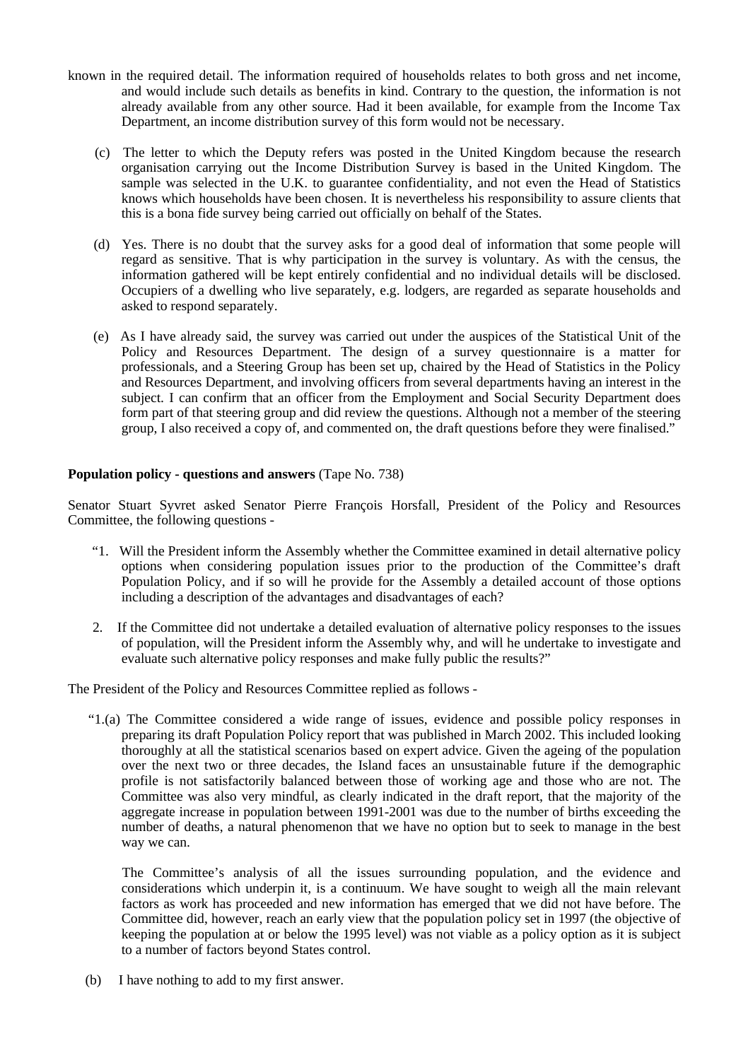known in the required detail. The information required of households relates to both gross and net income, and would include such details as benefits in kind. Contrary to the question, the information is not already available from any other source. Had it been available, for example from the Income Tax Department, an income distribution survey of this form would not be necessary.

(c) The letter to which the Deputy refers was posted in the United Kingdom because the research organisation carrying out the Income Distribution Survey is based in the United Kingdom. The sample was selected in the U.K. to guarantee confidentiality, and not even the Head of Statistics knows which households have been chosen. It is nevertheless his responsibility to assure clients that this is a bona fide survey being carried out officially on behalf of the States.

(d) Yes. There is no doubt that the survey asks for a good deal of information that some people will regard as sensitive. That is why participation in the survey is voluntary. As with the census, the information gathered will be kept entirely confidential and no individual details will be disclosed. Occupiers of a dwelling who live separately, e.g. lodgers, are regarded as separate households and asked to respond separately.

(e) As I have already said, the survey was carried out under the auspices of the Statistical Unit of the Policy and Resources Department. The design of a survey questionnaire is a matter for professionals, and a Steering Group has been set up, chaired by the Head of Statistics in the Policy and Resources Department, and involving officers from several departments having an interest in the subject. I can confirm that an officer from the Employment and Social Security Department does form part of that steering group and did review the questions. Although not a member of the steering group, I also received a copy of, and commented on, the draft questions before they were finalised."

**Population policy - questions and answers** (Tape No. 738)

Senator Stuart Syvret asked Senator Pierre François Horsfall, President of the Policy and Resources Committee, the following questions -

"1. Will the President inform the Assembly whether the Committee examined in detail alternative policy options when considering population issues prior to the production of the Committee's draft Population Policy, and if so will he provide for the Assembly a detailed account of those options including a description of the advantages and disadvantages of each?

2. If the Committee did not undertake a detailed evaluation of alternative policy responses to the issues of population, will the President inform the Assembly why, and will he undertake to investigate and evaluate such alternative policy responses and make fully public the results?"

The President of the Policy and Resources Committee replied as follows -

"1.(a) The Committee considered a wide range of issues, evidence and possible policy responses in preparing its draft Population Policy report that was published in March 2002. This included looking thoroughly at all the statistical scenarios based on expert advice. Given the ageing of the population over the next two or three decades, the Island faces an unsustainable future if the demographic profile is not satisfactorily balanced between those of working age and those who are not. The Committee was also very mindful, as clearly indicated in the draft report, that the majority of the aggregate increase in population between 1991-2001 was due to the number of births exceeding the number of deaths, a natural phenomenon that we have no option but to seek to manage in the best way we can.

The Committee's analysis of all the issues surrounding population, and the evidence and considerations which underpin it, is a continuum. We have sought to weigh all the main relevant factors as work has proceeded and new information has emerged that we did not have before. The Committee did, however, reach an early view that the population policy set in 1997 (the objective of keeping the population at or below the 1995 level) was not viable as a policy option as it is subject to a number of factors beyond States control.

(b) I have nothing to add to my first answer.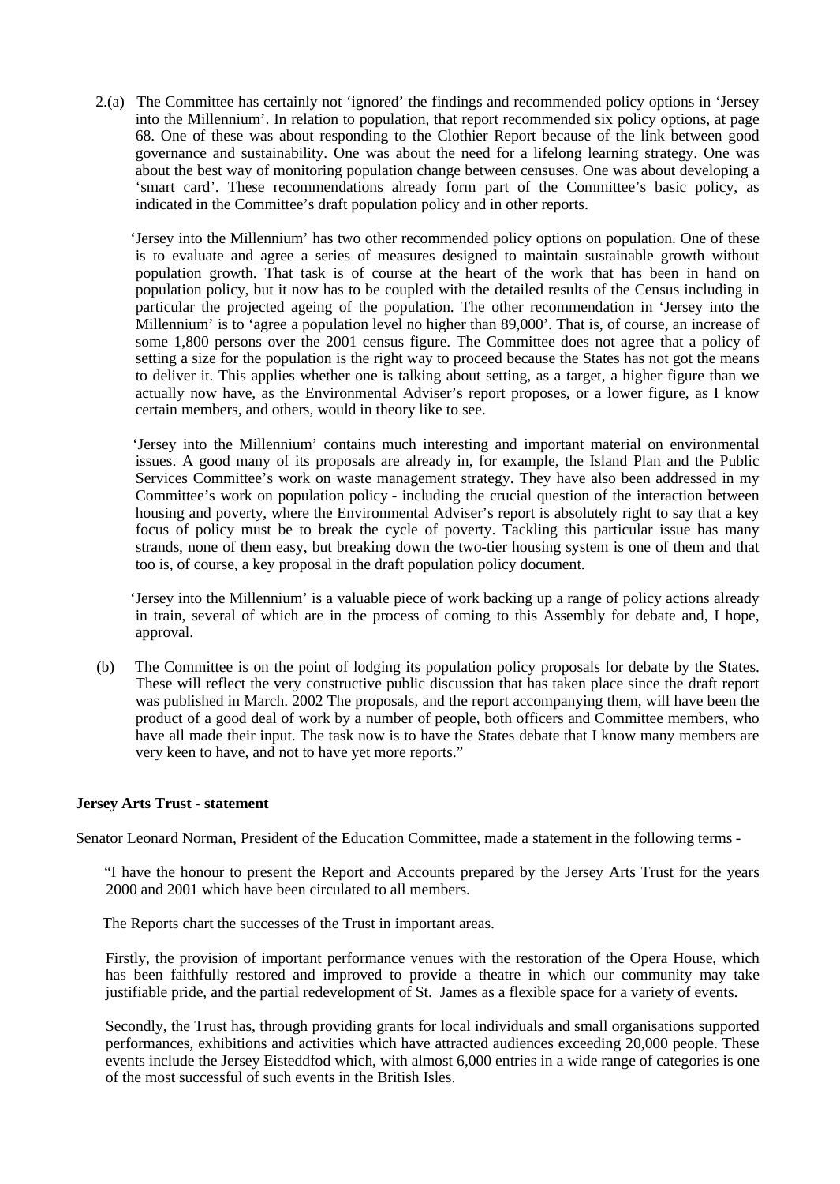2.(a) The Committee has certainly not 'ignored' the findings and recommended policy options in 'Jersey into the Millennium'. In relation to population, that report recommended six policy options, at page 68. One of these was about responding to the Clothier Report because of the link between good governance and sustainability. One was about the need for a lifelong learning strategy. One was about the best way of monitoring population change between censuses. One was about developing a 'smart card'. These recommendations already form part of the Committee's basic policy, as indicated in the Committee's draft population policy and in other reports.

'Jersey into the Millennium' has two other recommended policy options on population. One of these is to evaluate and agree a series of measures designed to maintain sustainable growth without population growth. That task is of course at the heart of the work that has been in hand on population policy, but it now has to be coupled with the detailed results of the Census including in particular the projected ageing of the population. The other recommendation in 'Jersey into the Millennium' is to 'agree a population level no higher than 89,000'. That is, of course, an increase of some 1,800 persons over the 2001 census figure. The Committee does not agree that a policy of setting a size for the population is the right way to proceed because the States has not got the means to deliver it. This applies whether one is talking about setting, as a target, a higher figure than we actually now have, as the Environmental Adviser's report proposes, or a lower figure, as I know certain members, and others, would in theory like to see.

'Jersey into the Millennium' contains much interesting and important material on environmental issues. A good many of its proposals are already in, for example, the Island Plan and the Public Services Committee's work on waste management strategy. They have also been addressed in my Committee's work on population policy - including the crucial question of the interaction between housing and poverty, where the Environmental Adviser's report is absolutely right to say that a key focus of policy must be to break the cycle of poverty. Tackling this particular issue has many strands, none of them easy, but breaking down the two-tier housing system is one of them and that too is, of course, a key proposal in the draft population policy document.

'Jersey into the Millennium' is a valuable piece of work backing up a range of policy actions already in train, several of which are in the process of coming to this Assembly for debate and, I hope, approval.

(b) The Committee is on the point of lodging its population policy proposals for debate by the States. These will reflect the very constructive public discussion that has taken place since the draft report was published in March. 2002 The proposals, and the report accompanying them, will have been the product of a good deal of work by a number of people, both officers and Committee members, who have all made their input. The task now is to have the States debate that I know many members are very keen to have, and not to have yet more reports."

**Jersey Arts Trust - statement**

Senator Leonard Norman, President of the Education Committee, made a statement in the following terms -

"I have the honour to present the Report and Accounts prepared by the Jersey Arts Trust for the years 2000 and 2001 which have been circulated to all members.

The Reports chart the successes of the Trust in important areas.

Firstly, the provision of important performance venues with the restoration of the Opera House, which has been faithfully restored and improved to provide a theatre in which our community may take justifiable pride, and the partial redevelopment of St. James as a flexible space for a variety of events.

Secondly, the Trust has, through providing grants for local individuals and small organisations supported performances, exhibitions and activities which have attracted audiences exceeding 20,000 people. These events include the Jersey Eisteddfod which, with almost 6,000 entries in a wide range of categories is one of the most successful of such events in the British Isles.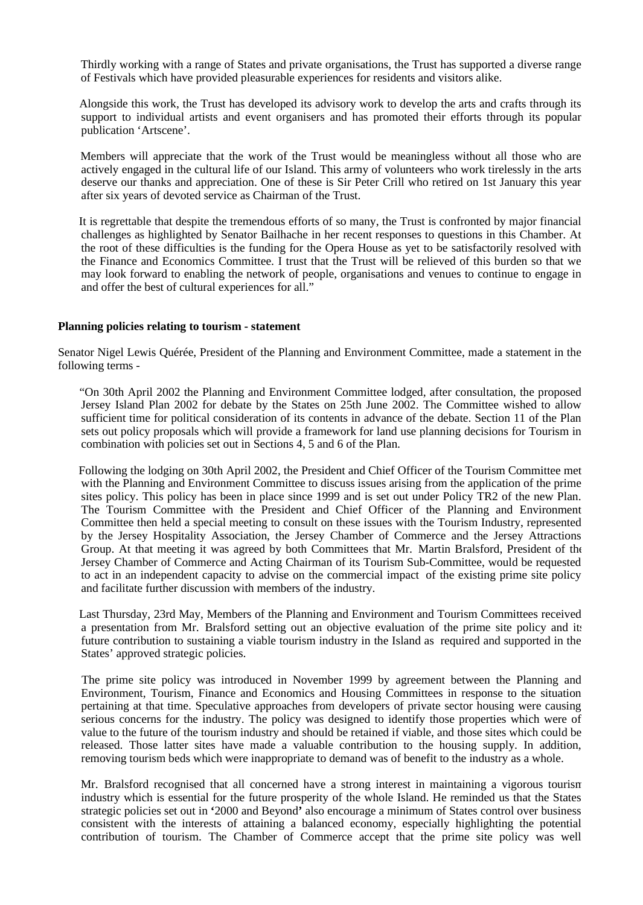Thirdly working with a range of States and private organisations, the Trust has supported a diverse range of Festivals which have provided pleasurable experiences for residents and visitors alike.

Alongside this work, the Trust has developed its advisory work to develop the arts and crafts through its support to individual artists and event organisers and has promoted their efforts through its popular publication 'Artscene'.

Members will appreciate that the work of the Trust would be meaningless without all those who are actively engaged in the cultural life of our Island. This army of volunteers who work tirelessly in the arts deserve our thanks and appreciation. One of these is Sir Peter Crill who retired on 1st January this year after six years of devoted service as Chairman of the Trust.

It is regrettable that despite the tremendous efforts of so many, the Trust is confronted by major financial challenges as highlighted by Senator Bailhache in her recent responses to questions in this Chamber. At the root of these difficulties is the funding for the Opera House as yet to be satisfactorily resolved with the Finance and Economics Committee. I trust that the Trust will be relieved of this burden so that we may look forward to enabling the network of people, organisations and venues to continue to engage in and offer the best of cultural experiences for all."

**Planning policies relating to tourism - statement**

Senator Nigel Lewis Quérée, President of the Planning and Environment Committee, made a statement in the following terms -

"On 30th April 2002 the Planning and Environment Committee lodged, after consultation, the proposed Jersey Island Plan 2002 for debate by the States on 25th June 2002. The Committee wished to allow sufficient time for political consideration of its contents in advance of the debate. Section 11 of the Plan sets out policy proposals which will provide a framework for land use planning decisions for Tourism in combination with policies set out in Sections 4, 5 and 6 of the Plan.

Following the lodging on 30th April 2002, the President and Chief Officer of the Tourism Committee met with the Planning and Environment Committee to discuss issues arising from the application of the prime sites policy. This policy has been in place since 1999 and is set out under Policy TR2 of the new Plan. The Tourism Committee with the President and Chief Officer of the Planning and Environment Committee then held a special meeting to consult on these issues with the Tourism Industry, represented by the Jersey Hospitality Association, the Jersey Chamber of Commerce and the Jersey Attractions Group. At that meeting it was agreed by both Committees that Mr. Martin Bralsford, President of the Jersey Chamber of Commerce and Acting Chairman of its Tourism Sub-Committee, would be requested to act in an independent capacity to advise on the commercial impact of the existing prime site policy and facilitate further discussion with members of the industry.

Last Thursday, 23rd May, Members of the Planning and Environment and Tourism Committees received a presentation from Mr. Bralsford setting out an objective evaluation of the prime site policy and its future contribution to sustaining a viable tourism industry in the Island as required and supported in the States' approved strategic policies.

The prime site policy was introduced in November 1999 by agreement between the Planning and Environment, Tourism, Finance and Economics and Housing Committees in response to the situation pertaining at that time. Speculative approaches from developers of private sector housing were causing serious concerns for the industry. The policy was designed to identify those properties which were of value to the future of the tourism industry and should be retained if viable, and those sites which could be released. Those latter sites have made a valuable contribution to the housing supply. In addition, removing tourism beds which were inappropriate to demand was of benefit to the industry as a whole.

Mr. Bralsford recognised that all concerned have a strong interest in maintaining a vigorous tourism industry which is essential for the future prosperity of the whole Island. He reminded us that the States strategic policies set out in '2000 and Beyond' also encourage a minimum of States control over business consistent with the interests of attaining a balanced economy, especially highlighting the potential contribution of tourism. The Chamber of Commerce accept that the prime site policy was well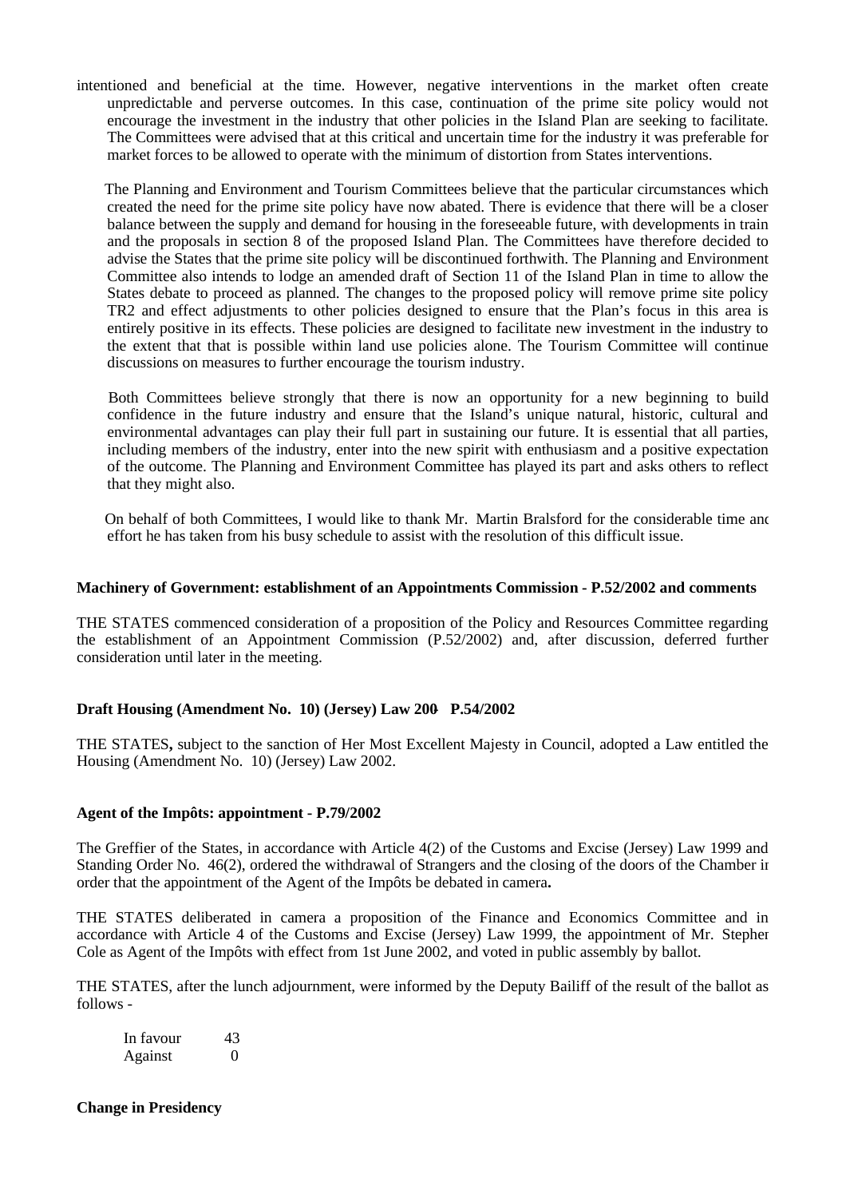intentioned and beneficial at the time. However, negative interventions in the market often create unpredictable and perverse outcomes. In this case, continuation of the prime site policy would not encourage the investment in the industry that other policies in the Island Plan are seeking to facilitate. The Committees were advised that at this critical and uncertain time for the industry it was preferable for market forces to be allowed to operate with the minimum of distortion from States interventions.

The Planning and Environment and Tourism Committees believe that the particular circumstances which created the need for the prime site policy have now abated. There is evidence that there will be a closer balance between the supply and demand for housing in the foreseeable future, with developments in train and the proposals in section 8 of the proposed Island Plan. The Committees have therefore decided to advise the States that the prime site policy will be discontinued forthwith. The Planning and Environment Committee also intends to lodge an amended draft of Section 11 of the Island Plan in time to allow the States debate to proceed as planned. The changes to the proposed policy will remove prime site policy TR2 and effect adjustments to other policies designed to ensure that the Plan's focus in this area is entirely positive in its effects. These policies are designed to facilitate new investment in the industry to the extent that that is possible within land use policies alone. The Tourism Committee will continue discussions on measures to further encourage the tourism industry.

Both Committees believe strongly that there is now an opportunity for a new beginning to build confidence in the future industry and ensure that the Island's unique natural, historic, cultural and environmental advantages can play their full part in sustaining our future. It is essential that all parties, including members of the industry, enter into the new spirit with enthusiasm and a positive expectation of the outcome. The Planning and Environment Committee has played its part and asks others to reflect that they might also.

On behalf of both Committees, I would like to thank Mr. Martin Bralsford for the considerable time and effort he has taken from his busy schedule to assist with the resolution of this difficult issue.

**Machinery of Government: establishment of an Appointments Commission - P.52/2002 and comments**

THE STATES commenced consideration of a proposition of the Policy and Resources Committee regarding the establishment of an Appointment Commission (P.52/2002) and, after discussion, deferred further consideration until later in the meeting.

**Draft Housing (Amendment No. 10) (Jersey) Law 200- P.54/2002**

THE STATES**,** subject to the sanction of Her Most Excellent Majesty in Council, adopted a Law entitled the Housing (Amendment No. 10) (Jersey) Law 2002.

**Agent of the Impôts: appointment - P.79/2002**

The Greffier of the States, in accordance with Article 4(2) of the Customs and Excise (Jersey) Law 1999 and Standing Order No. 46(2), ordered the withdrawal of Strangers and the closing of the doors of the Chamber in order that the appointment of the Agent of the Impôts be debated in camera**.**

THE STATES deliberated in camera a proposition of the Finance and Economics Committee and in accordance with Article 4 of the Customs and Excise (Jersey) Law 1999, the appointment of Mr. Stephen Cole as Agent of the Impôts with effect from 1st June 2002, and voted in public assembly by ballot.

THE STATES, after the lunch adjournment, were informed by the Deputy Bailiff of the result of the ballot as follows -

| | |
|---|---|
| In favour | 43 |
| Against | 0 |

**Change in Presidency**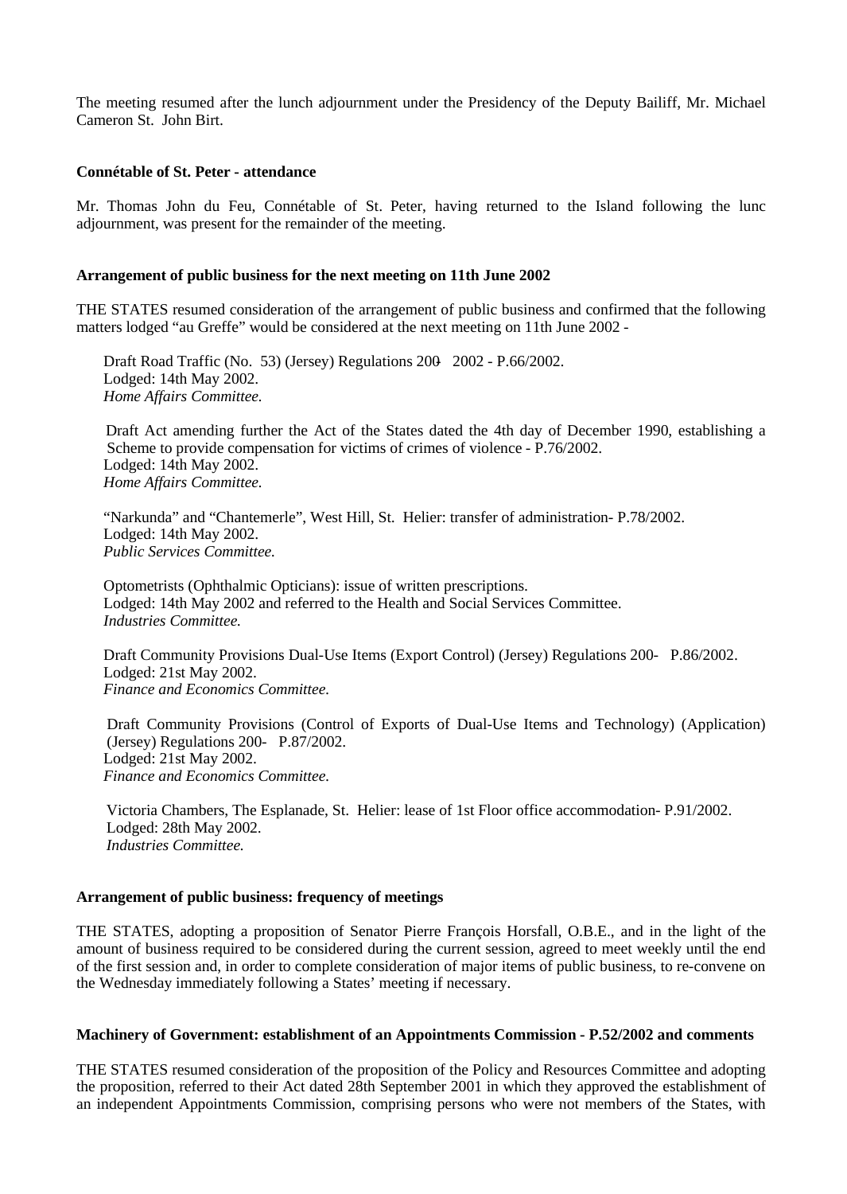The meeting resumed after the lunch adjournment under the Presidency of the Deputy Bailiff, Mr. Michael Cameron St. John Birt.

**Connétable of St. Peter - attendance**

Mr. Thomas John du Feu, Connétable of St. Peter, having returned to the Island following the lunc adjournment, was present for the remainder of the meeting.

**Arrangement of public business for the next meeting on 11th June 2002**

THE STATES resumed consideration of the arrangement of public business and confirmed that the following matters lodged "au Greffe" would be considered at the next meeting on 11th June 2002 -

Draft Road Traffic (No. 53) (Jersey) Regulations ~~200-~~ 2002 - P.66/2002.
Lodged: 14th May 2002.
*Home Affairs Committee.*

Draft Act amending further the Act of the States dated the 4th day of December 1990, establishing a Scheme to provide compensation for victims of crimes of violence - P.76/2002.
Lodged: 14th May 2002.
*Home Affairs Committee.*

"Narkunda" and "Chantemerle", West Hill, St. Helier: transfer of administration- P.78/2002.
Lodged: 14th May 2002.
*Public Services Committee.*

Optometrists (Ophthalmic Opticians): issue of written prescriptions.
Lodged: 14th May 2002 and referred to the Health and Social Services Committee.
*Industries Committee.*

Draft Community Provisions Dual-Use Items (Export Control) (Jersey) Regulations 200- P.86/2002.
Lodged: 21st May 2002.
*Finance and Economics Committee.*

Draft Community Provisions (Control of Exports of Dual-Use Items and Technology) (Application) (Jersey) Regulations 200- P.87/2002.
Lodged: 21st May 2002.
*Finance and Economics Committee.*

Victoria Chambers, The Esplanade, St. Helier: lease of 1st Floor office accommodation- P.91/2002.
Lodged: 28th May 2002.
*Industries Committee.*

**Arrangement of public business: frequency of meetings**

THE STATES, adopting a proposition of Senator Pierre François Horsfall, O.B.E., and in the light of the amount of business required to be considered during the current session, agreed to meet weekly until the end of the first session and, in order to complete consideration of major items of public business, to re-convene on the Wednesday immediately following a States' meeting if necessary.

**Machinery of Government: establishment of an Appointments Commission - P.52/2002 and comments**

THE STATES resumed consideration of the proposition of the Policy and Resources Committee and adopting the proposition, referred to their Act dated 28th September 2001 in which they approved the establishment of an independent Appointments Commission, comprising persons who were not members of the States, with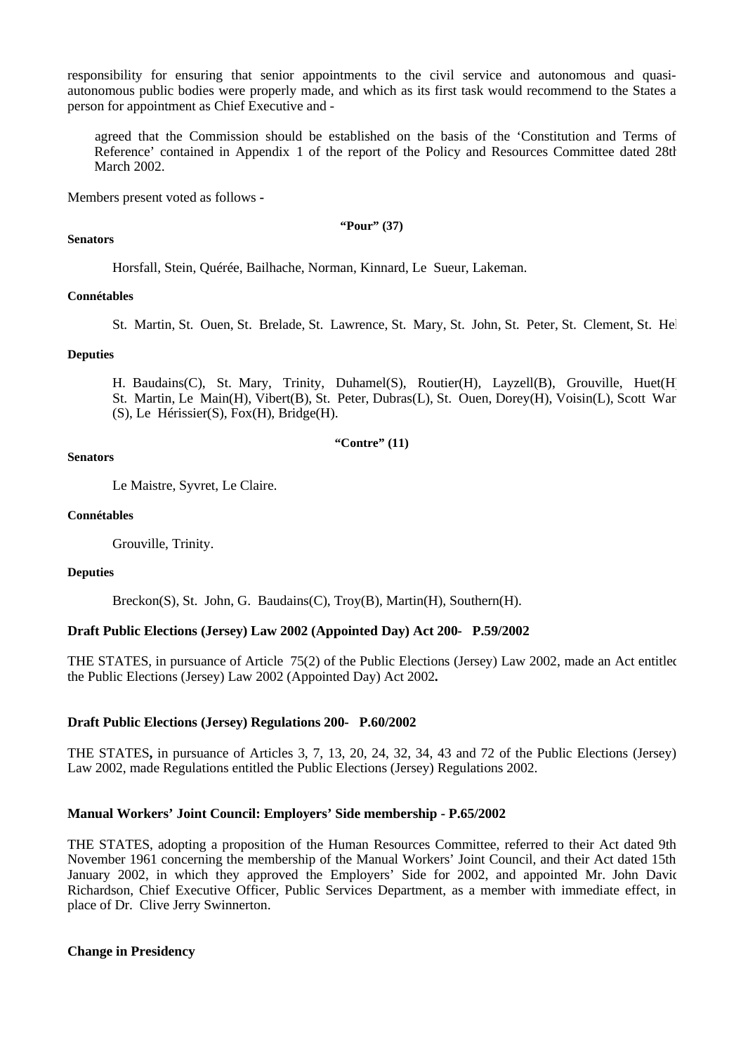responsibility for ensuring that senior appointments to the civil service and autonomous and quasi-autonomous public bodies were properly made, and which as its first task would recommend to the States a person for appointment as Chief Executive and -

agreed that the Commission should be established on the basis of the 'Constitution and Terms of Reference' contained in Appendix 1 of the report of the Policy and Resources Committee dated 28th March 2002.

Members present voted as follows -

**"Pour" (37)**

**Senators**

Horsfall, Stein, Quérée, Bailhache, Norman, Kinnard, Le Sueur, Lakeman.

**Connétables**

St. Martin, St. Ouen, St. Brelade, St. Lawrence, St. Mary, St. John, St. Peter, St. Clement, St. Hel

**Deputies**

H. Baudains(C), St. Mary, Trinity, Duhamel(S), Routier(H), Layzell(B), Grouville, Huet(H), St. Martin, Le Main(H), Vibert(B), St. Peter, Dubras(L), St. Ouen, Dorey(H), Voisin(L), Scott War (S), Le Hérissier(S), Fox(H), Bridge(H).

**"Contre" (11)**

**Senators**

Le Maistre, Syvret, Le Claire.

**Connétables**

Grouville, Trinity.

**Deputies**

Breckon(S), St. John, G. Baudains(C), Troy(B), Martin(H), Southern(H).

**Draft Public Elections (Jersey) Law 2002 (Appointed Day) Act 200- P.59/2002**

THE STATES, in pursuance of Article 75(2) of the Public Elections (Jersey) Law 2002, made an Act entitled the Public Elections (Jersey) Law 2002 (Appointed Day) Act 2002**.**

**Draft Public Elections (Jersey) Regulations 200- P.60/2002**

THE STATES**,** in pursuance of Articles 3, 7, 13, 20, 24, 32, 34, 43 and 72 of the Public Elections (Jersey) Law 2002, made Regulations entitled the Public Elections (Jersey) Regulations 2002.

**Manual Workers' Joint Council: Employers' Side membership - P.65/2002**

THE STATES, adopting a proposition of the Human Resources Committee, referred to their Act dated 9th November 1961 concerning the membership of the Manual Workers' Joint Council, and their Act dated 15th January 2002, in which they approved the Employers' Side for 2002, and appointed Mr. John David Richardson, Chief Executive Officer, Public Services Department, as a member with immediate effect, in place of Dr. Clive Jerry Swinnerton.

**Change in Presidency**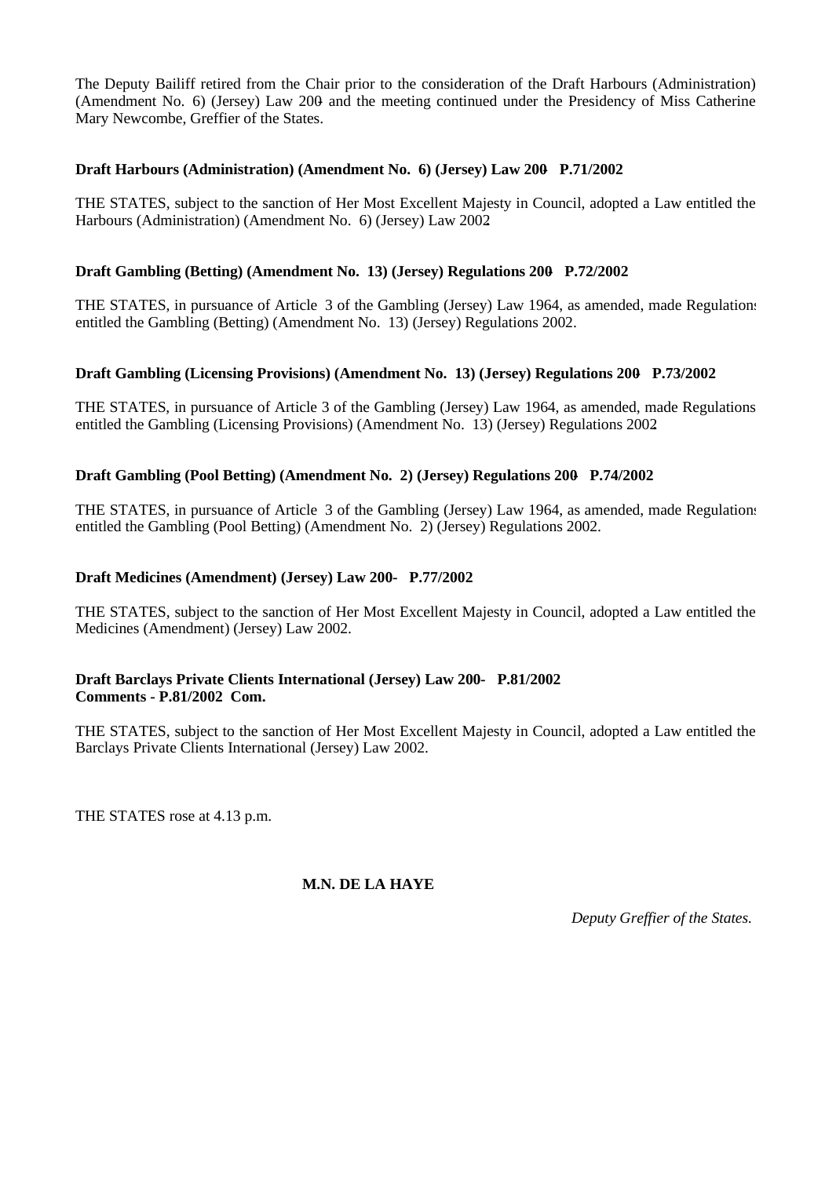The Deputy Bailiff retired from the Chair prior to the consideration of the Draft Harbours (Administration) (Amendment No. 6) (Jersey) Law 200- and the meeting continued under the Presidency of Miss Catherine Mary Newcombe, Greffier of the States.

**Draft Harbours (Administration) (Amendment No. 6) (Jersey) Law 200- P.71/2002**

THE STATES, subject to the sanction of Her Most Excellent Majesty in Council, adopted a Law entitled the Harbours (Administration) (Amendment No. 6) (Jersey) Law 2002.

**Draft Gambling (Betting) (Amendment No. 13) (Jersey) Regulations 200- P.72/2002**

THE STATES, in pursuance of Article 3 of the Gambling (Jersey) Law 1964, as amended, made Regulations entitled the Gambling (Betting) (Amendment No. 13) (Jersey) Regulations 2002.

**Draft Gambling (Licensing Provisions) (Amendment No. 13) (Jersey) Regulations 200- P.73/2002**

THE STATES, in pursuance of Article 3 of the Gambling (Jersey) Law 1964, as amended, made Regulations entitled the Gambling (Licensing Provisions) (Amendment No. 13) (Jersey) Regulations 2002.

**Draft Gambling (Pool Betting) (Amendment No. 2) (Jersey) Regulations 200- P.74/2002**

THE STATES, in pursuance of Article 3 of the Gambling (Jersey) Law 1964, as amended, made Regulations entitled the Gambling (Pool Betting) (Amendment No. 2) (Jersey) Regulations 2002.

**Draft Medicines (Amendment) (Jersey) Law 200- P.77/2002**

THE STATES, subject to the sanction of Her Most Excellent Majesty in Council, adopted a Law entitled the Medicines (Amendment) (Jersey) Law 2002.

**Draft Barclays Private Clients International (Jersey) Law 200- P.81/2002**
**Comments - P.81/2002 Com.**

THE STATES, subject to the sanction of Her Most Excellent Majesty in Council, adopted a Law entitled the Barclays Private Clients International (Jersey) Law 2002.

THE STATES rose at 4.13 p.m.

**M.N. DE LA HAYE**

*Deputy Greffier of the States.*